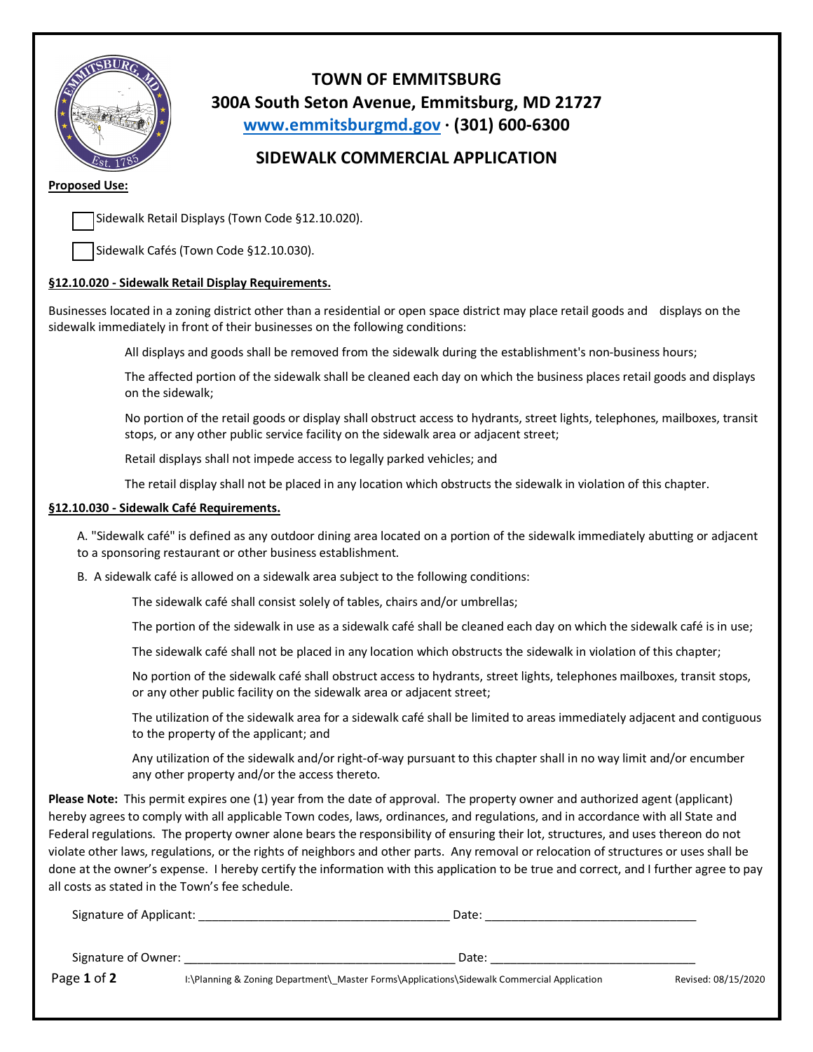# TOWN OF EMMITSBURG

**300A South Seton Avenue, Emmitsburg, MD 21727**

**www.emmitsburgmd.gov · (301) 600-6300**

## SIDEWALK COMMERCIAL APPLICATION

**Proposed Use:**

- ☐ Sidewalk Retail Displays (Town Code §12.10.020).
- ☐ Sidewalk Cafés (Town Code §12.10.030).

**§12.10.020 - Sidewalk Retail Display Requirements.**

Businesses located in a zoning district other than a residential or open space district may place retail goods and displays on the sidewalk immediately in front of their businesses on the following conditions:

All displays and goods shall be removed from the sidewalk during the establishment's non-business hours;

The affected portion of the sidewalk shall be cleaned each day on which the business places retail goods and displays on the sidewalk;

No portion of the retail goods or display shall obstruct access to hydrants, street lights, telephones, mailboxes, transit stops, or any other public service facility on the sidewalk area or adjacent street;

Retail displays shall not impede access to legally parked vehicles; and

The retail display shall not be placed in any location which obstructs the sidewalk in violation of this chapter.

**§12.10.030 - Sidewalk Café Requirements.**

A. "Sidewalk café" is defined as any outdoor dining area located on a portion of the sidewalk immediately abutting or adjacent to a sponsoring restaurant or other business establishment.

B. A sidewalk café is allowed on a sidewalk area subject to the following conditions:

The sidewalk café shall consist solely of tables, chairs and/or umbrellas;

The portion of the sidewalk in use as a sidewalk café shall be cleaned each day on which the sidewalk café is in use;

The sidewalk café shall not be placed in any location which obstructs the sidewalk in violation of this chapter;

No portion of the sidewalk café shall obstruct access to hydrants, street lights, telephones mailboxes, transit stops, or any other public facility on the sidewalk area or adjacent street;

The utilization of the sidewalk area for a sidewalk café shall be limited to areas immediately adjacent and contiguous to the property of the applicant; and

Any utilization of the sidewalk and/or right-of-way pursuant to this chapter shall in no way limit and/or encumber any other property and/or the access thereto.

**Please Note:** This permit expires one (1) year from the date of approval. The property owner and authorized agent (applicant) hereby agrees to comply with all applicable Town codes, laws, ordinances, and regulations, and in accordance with all State and Federal regulations. The property owner alone bears the responsibility of ensuring their lot, structures, and uses thereon do not violate other laws, regulations, or the rights of neighbors and other parts. Any removal or relocation of structures or uses shall be done at the owner's expense. I hereby certify the information with this application to be true and correct, and I further agree to pay all costs as stated in the Town's fee schedule.

Signature of Applicant: ______________________________________ Date: ________________________________

Signature of Owner: __________________________________________ Date: ________________________________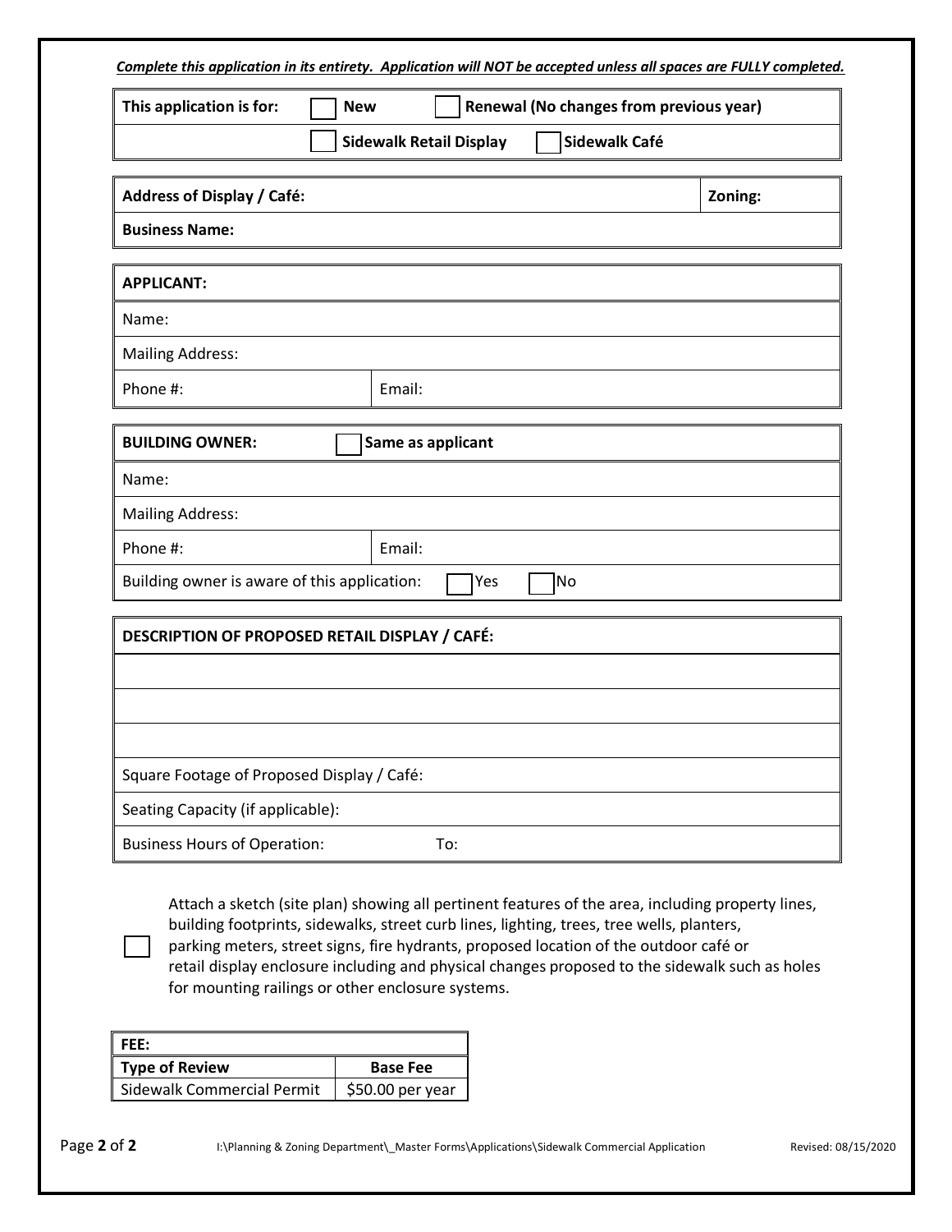***Complete this application in its entirety. Application will NOT be accepted unless all spaces are FULLY completed.***

| | | |
|---|---|---|
| **This application is for:** | ☐ **New** | ☐ **Renewal (No changes from previous year)** |
| | ☐ **Sidewalk Retail Display** | ☐ **Sidewalk Café** |

| | |
|---|---|
| **Address of Display / Café:** | **Zoning:** |
| **Business Name:** | |

| | |
|---|---|
| **APPLICANT:** | |
| Name: | |
| Mailing Address: | |
| Phone #: | Email: |

| | |
|---|---|
| **BUILDING OWNER:** ☐ **Same as applicant** | |
| Name: | |
| Mailing Address: | |
| Phone #: | Email: |
| Building owner is aware of this application: ☐ Yes ☐ No | |

| |
|---|
| **DESCRIPTION OF PROPOSED RETAIL DISPLAY / CAFÉ:** |
| |
| |
| |
| Square Footage of Proposed Display / Café: |
| Seating Capacity (if applicable): |
| Business Hours of Operation: To: |

☐ Attach a sketch (site plan) showing all pertinent features of the area, including property lines, building footprints, sidewalks, street curb lines, lighting, trees, tree wells, planters, parking meters, street signs, fire hydrants, proposed location of the outdoor café or retail display enclosure including and physical changes proposed to the sidewalk such as holes for mounting railings or other enclosure systems.

| **FEE:** | |
|---|---|
| **Type of Review** | **Base Fee** |
| Sidewalk Commercial Permit | $50.00 per year |

I:\Planning & Zoning Department\_Master Forms\Applications\Sidewalk Commercial Application Revised: 08/15/2020